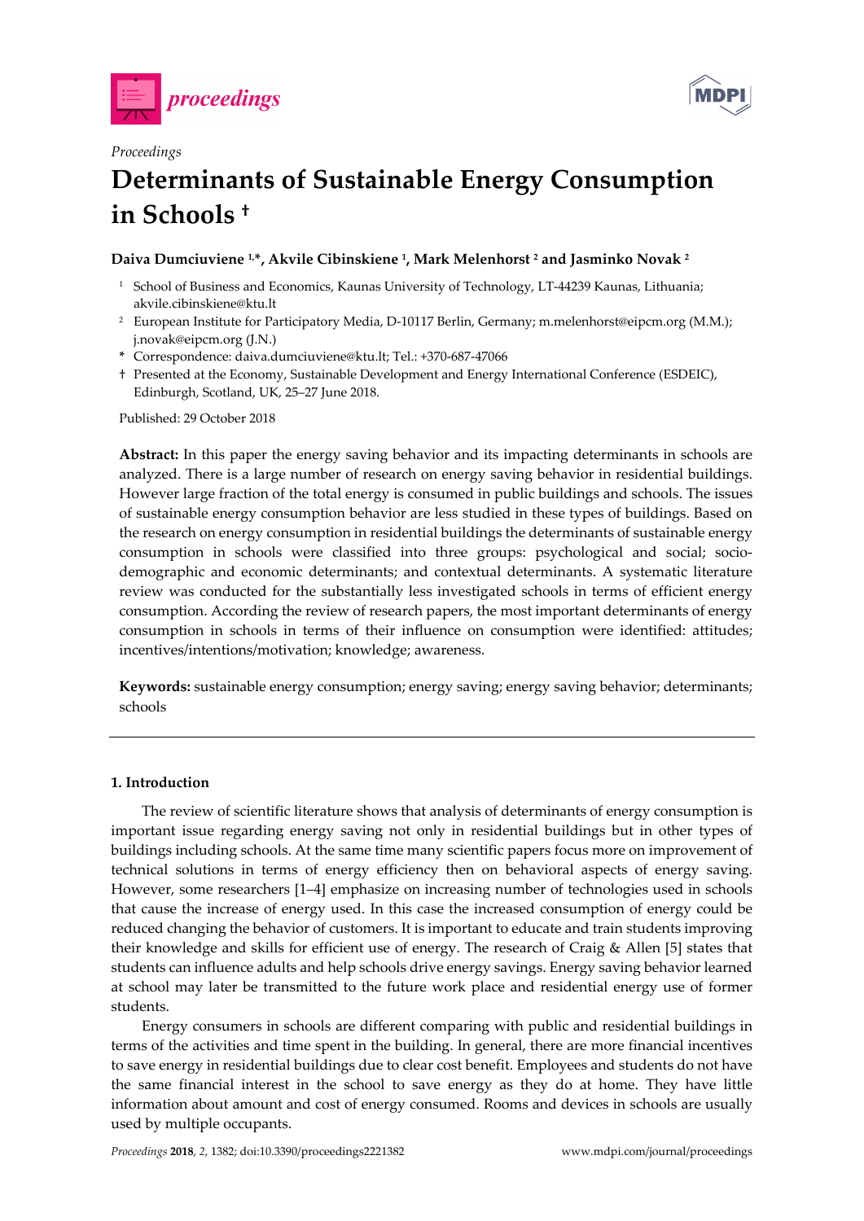*Proceedings*

# Determinants of Sustainable Energy Consumption in Schools †

**Daiva Dumciuviene [1,*], Akvile Cibinskiene [1], Mark Melenhorst [2] and Jasminko Novak [2]**

[1] School of Business and Economics, Kaunas University of Technology, LT-44239 Kaunas, Lithuania; akvile.cibinskiene@ktu.lt

[2] European Institute for Participatory Media, D-10117 Berlin, Germany; m.melenhorst@eipcm.org (M.M.); j.novak@eipcm.org (J.N.)

* Correspondence: daiva.dumciuviene@ktu.lt; Tel.: +370-687-47066

† Presented at the Economy, Sustainable Development and Energy International Conference (ESDEIC), Edinburgh, Scotland, UK, 25–27 June 2018.

Published: 29 October 2018

**Abstract:** In this paper the energy saving behavior and its impacting determinants in schools are analyzed. There is a large number of research on energy saving behavior in residential buildings. However large fraction of the total energy is consumed in public buildings and schools. The issues of sustainable energy consumption behavior are less studied in these types of buildings. Based on the research on energy consumption in residential buildings the determinants of sustainable energy consumption in schools were classified into three groups: psychological and social; socio-demographic and economic determinants; and contextual determinants. A systematic literature review was conducted for the substantially less investigated schools in terms of efficient energy consumption. According the review of research papers, the most important determinants of energy consumption in schools in terms of their influence on consumption were identified: attitudes; incentives/intentions/motivation; knowledge; awareness.

**Keywords:** sustainable energy consumption; energy saving; energy saving behavior; determinants; schools

## 1. Introduction

The review of scientific literature shows that analysis of determinants of energy consumption is important issue regarding energy saving not only in residential buildings but in other types of buildings including schools. At the same time many scientific papers focus more on improvement of technical solutions in terms of energy efficiency then on behavioral aspects of energy saving. However, some researchers [1–4] emphasize on increasing number of technologies used in schools that cause the increase of energy used. In this case the increased consumption of energy could be reduced changing the behavior of customers. It is important to educate and train students improving their knowledge and skills for efficient use of energy. The research of Craig & Allen [5] states that students can influence adults and help schools drive energy savings. Energy saving behavior learned at school may later be transmitted to the future work place and residential energy use of former students.

Energy consumers in schools are different comparing with public and residential buildings in terms of the activities and time spent in the building. In general, there are more financial incentives to save energy in residential buildings due to clear cost benefit. Employees and students do not have the same financial interest in the school to save energy as they do at home. They have little information about amount and cost of energy consumed. Rooms and devices in schools are usually used by multiple occupants.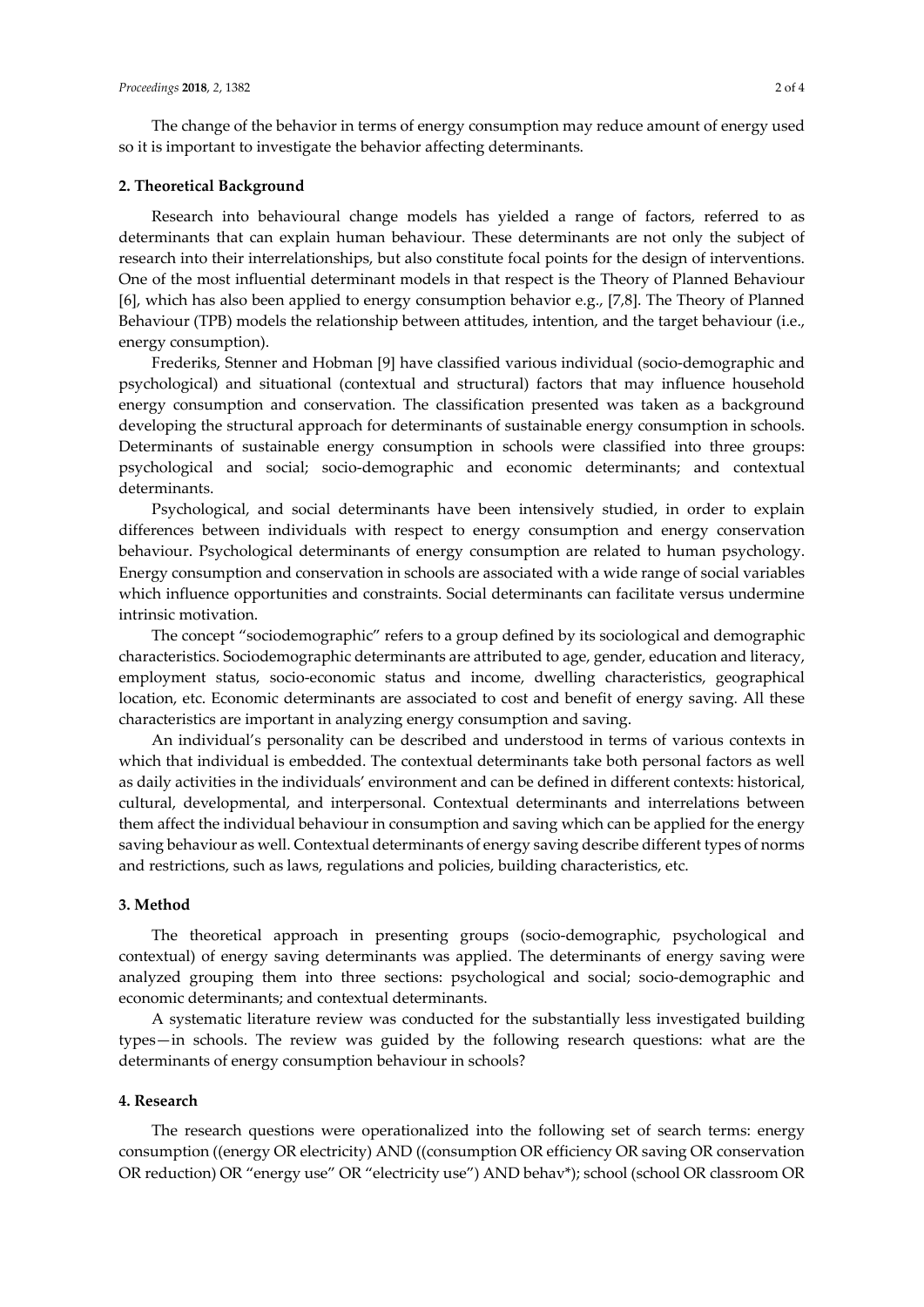The change of the behavior in terms of energy consumption may reduce amount of energy used so it is important to investigate the behavior affecting determinants.

## 2. Theoretical Background

Research into behavioural change models has yielded a range of factors, referred to as determinants that can explain human behaviour. These determinants are not only the subject of research into their interrelationships, but also constitute focal points for the design of interventions. One of the most influential determinant models in that respect is the Theory of Planned Behaviour [6], which has also been applied to energy consumption behavior e.g., [7,8]. The Theory of Planned Behaviour (TPB) models the relationship between attitudes, intention, and the target behaviour (i.e., energy consumption).

Frederiks, Stenner and Hobman [9] have classified various individual (socio-demographic and psychological) and situational (contextual and structural) factors that may influence household energy consumption and conservation. The classification presented was taken as a background developing the structural approach for determinants of sustainable energy consumption in schools. Determinants of sustainable energy consumption in schools were classified into three groups: psychological and social; socio-demographic and economic determinants; and contextual determinants.

Psychological, and social determinants have been intensively studied, in order to explain differences between individuals with respect to energy consumption and energy conservation behaviour. Psychological determinants of energy consumption are related to human psychology. Energy consumption and conservation in schools are associated with a wide range of social variables which influence opportunities and constraints. Social determinants can facilitate versus undermine intrinsic motivation.

The concept "sociodemographic" refers to a group defined by its sociological and demographic characteristics. Sociodemographic determinants are attributed to age, gender, education and literacy, employment status, socio-economic status and income, dwelling characteristics, geographical location, etc. Economic determinants are associated to cost and benefit of energy saving. All these characteristics are important in analyzing energy consumption and saving.

An individual's personality can be described and understood in terms of various contexts in which that individual is embedded. The contextual determinants take both personal factors as well as daily activities in the individuals' environment and can be defined in different contexts: historical, cultural, developmental, and interpersonal. Contextual determinants and interrelations between them affect the individual behaviour in consumption and saving which can be applied for the energy saving behaviour as well. Contextual determinants of energy saving describe different types of norms and restrictions, such as laws, regulations and policies, building characteristics, etc.

## 3. Method

The theoretical approach in presenting groups (socio-demographic, psychological and contextual) of energy saving determinants was applied. The determinants of energy saving were analyzed grouping them into three sections: psychological and social; socio-demographic and economic determinants; and contextual determinants.

A systematic literature review was conducted for the substantially less investigated building types—in schools. The review was guided by the following research questions: what are the determinants of energy consumption behaviour in schools?

## 4. Research

The research questions were operationalized into the following set of search terms: energy consumption ((energy OR electricity) AND ((consumption OR efficiency OR saving OR conservation OR reduction) OR "energy use" OR "electricity use") AND behav*); school (school OR classroom OR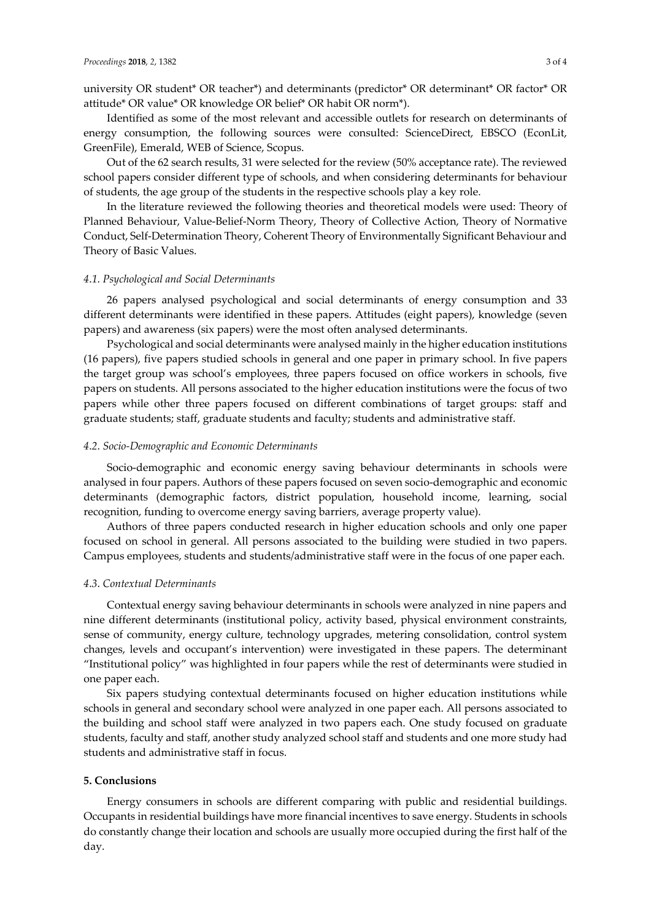university OR student* OR teacher*) and determinants (predictor* OR determinant* OR factor* OR attitude* OR value* OR knowledge OR belief* OR habit OR norm*).

Identified as some of the most relevant and accessible outlets for research on determinants of energy consumption, the following sources were consulted: ScienceDirect, EBSCO (EconLit, GreenFile), Emerald, WEB of Science, Scopus.

Out of the 62 search results, 31 were selected for the review (50% acceptance rate). The reviewed school papers consider different type of schools, and when considering determinants for behaviour of students, the age group of the students in the respective schools play a key role.

In the literature reviewed the following theories and theoretical models were used: Theory of Planned Behaviour, Value-Belief-Norm Theory, Theory of Collective Action, Theory of Normative Conduct, Self-Determination Theory, Coherent Theory of Environmentally Significant Behaviour and Theory of Basic Values.

### *4.1. Psychological and Social Determinants*

26 papers analysed psychological and social determinants of energy consumption and 33 different determinants were identified in these papers. Attitudes (eight papers), knowledge (seven papers) and awareness (six papers) were the most often analysed determinants.

Psychological and social determinants were analysed mainly in the higher education institutions (16 papers), five papers studied schools in general and one paper in primary school. In five papers the target group was school's employees, three papers focused on office workers in schools, five papers on students. All persons associated to the higher education institutions were the focus of two papers while other three papers focused on different combinations of target groups: staff and graduate students; staff, graduate students and faculty; students and administrative staff.

### *4.2. Socio-Demographic and Economic Determinants*

Socio-demographic and economic energy saving behaviour determinants in schools were analysed in four papers. Authors of these papers focused on seven socio-demographic and economic determinants (demographic factors, district population, household income, learning, social recognition, funding to overcome energy saving barriers, average property value).

Authors of three papers conducted research in higher education schools and only one paper focused on school in general. All persons associated to the building were studied in two papers. Campus employees, students and students/administrative staff were in the focus of one paper each.

### *4.3. Contextual Determinants*

Contextual energy saving behaviour determinants in schools were analyzed in nine papers and nine different determinants (institutional policy, activity based, physical environment constraints, sense of community, energy culture, technology upgrades, metering consolidation, control system changes, levels and occupant's intervention) were investigated in these papers. The determinant "Institutional policy" was highlighted in four papers while the rest of determinants were studied in one paper each.

Six papers studying contextual determinants focused on higher education institutions while schools in general and secondary school were analyzed in one paper each. All persons associated to the building and school staff were analyzed in two papers each. One study focused on graduate students, faculty and staff, another study analyzed school staff and students and one more study had students and administrative staff in focus.

## **5. Conclusions**

Energy consumers in schools are different comparing with public and residential buildings. Occupants in residential buildings have more financial incentives to save energy. Students in schools do constantly change their location and schools are usually more occupied during the first half of the day.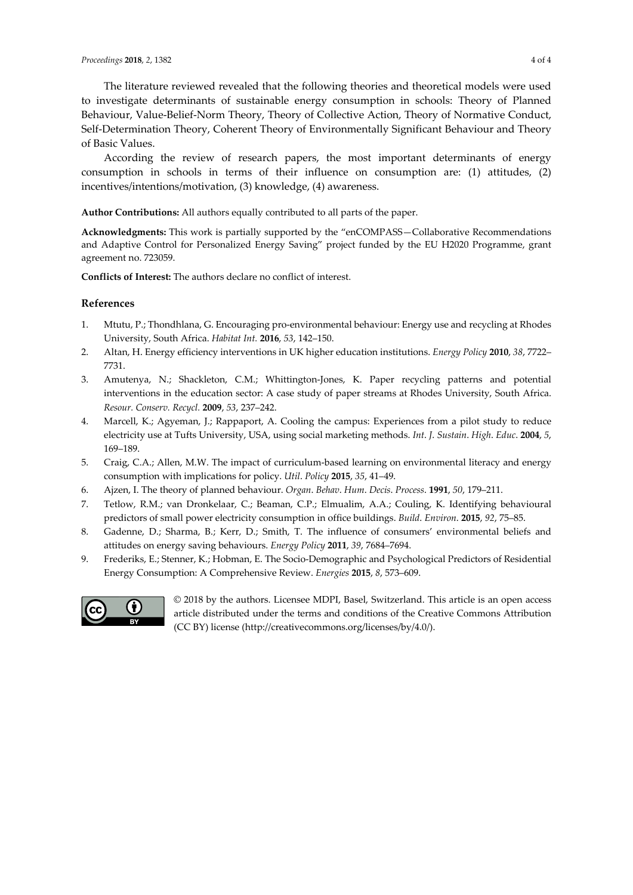The literature reviewed revealed that the following theories and theoretical models were used to investigate determinants of sustainable energy consumption in schools: Theory of Planned Behaviour, Value-Belief-Norm Theory, Theory of Collective Action, Theory of Normative Conduct, Self-Determination Theory, Coherent Theory of Environmentally Significant Behaviour and Theory of Basic Values.

According the review of research papers, the most important determinants of energy consumption in schools in terms of their influence on consumption are: (1) attitudes, (2) incentives/intentions/motivation, (3) knowledge, (4) awareness.

**Author Contributions:** All authors equally contributed to all parts of the paper.

**Acknowledgments:** This work is partially supported by the "enCOMPASS—Collaborative Recommendations and Adaptive Control for Personalized Energy Saving" project funded by the EU H2020 Programme, grant agreement no. 723059.

**Conflicts of Interest:** The authors declare no conflict of interest.

## References

1. Mtutu, P.; Thondhlana, G. Encouraging pro-environmental behaviour: Energy use and recycling at Rhodes University, South Africa. *Habitat Int.* **2016**, *53*, 142–150.
2. Altan, H. Energy efficiency interventions in UK higher education institutions. *Energy Policy* **2010**, *38*, 7722–7731.
3. Amutenya, N.; Shackleton, C.M.; Whittington-Jones, K. Paper recycling patterns and potential interventions in the education sector: A case study of paper streams at Rhodes University, South Africa. *Resour. Conserv. Recycl.* **2009**, *53*, 237–242.
4. Marcell, K.; Agyeman, J.; Rappaport, A. Cooling the campus: Experiences from a pilot study to reduce electricity use at Tufts University, USA, using social marketing methods. *Int. J. Sustain. High. Educ.* **2004**, *5*, 169–189.
5. Craig, C.A.; Allen, M.W. The impact of curriculum-based learning on environmental literacy and energy consumption with implications for policy. *Util. Policy* **2015**, *35*, 41–49.
6. Ajzen, I. The theory of planned behaviour. *Organ. Behav. Hum. Decis. Process.* **1991**, *50*, 179–211.
7. Tetlow, R.M.; van Dronkelaar, C.; Beaman, C.P.; Elmualim, A.A.; Couling, K. Identifying behavioural predictors of small power electricity consumption in office buildings. *Build. Environ.* **2015**, *92*, 75–85.
8. Gadenne, D.; Sharma, B.; Kerr, D.; Smith, T. The influence of consumers' environmental beliefs and attitudes on energy saving behaviours. *Energy Policy* **2011**, *39*, 7684–7694.
9. Frederiks, E.; Stenner, K.; Hobman, E. The Socio-Demographic and Psychological Predictors of Residential Energy Consumption: A Comprehensive Review. *Energies* **2015**, *8*, 573–609.

© 2018 by the authors. Licensee MDPI, Basel, Switzerland. This article is an open access article distributed under the terms and conditions of the Creative Commons Attribution (CC BY) license (http://creativecommons.org/licenses/by/4.0/).